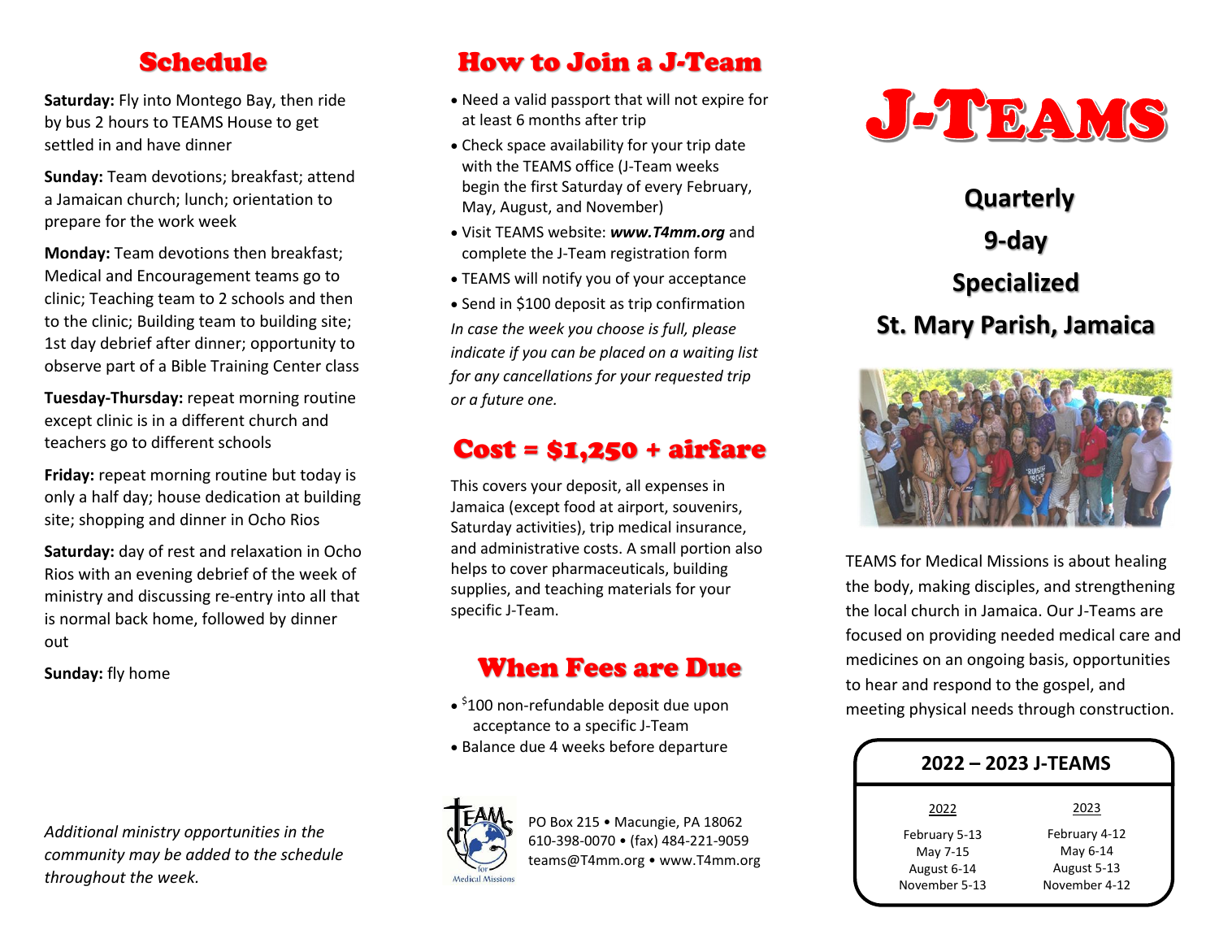## Schedule

**Saturday:** Fly into Montego Bay, then ride by bus 2 hours to TEAMS House to get settled in and have dinner

**Sunday:** Team devotions; breakfast; attend a Jamaican church; lunch; orientation to prepare for the work week

**Monday:** Team devotions then breakfast; Medical and Encouragement teams go to clinic; Teaching team to 2 schools and then to the clinic; Building team to building site; 1st day debrief after dinner; opportunity to observe part of a Bible Training Center class

**Tuesday-Thursday:** repeat morning routine except clinic is in a different church and teachers go to different schools

**Friday:** repeat morning routine but today is only a half day; house dedication at building site; shopping and dinner in Ocho Rios

**Saturday:** day of rest and relaxation in Ocho Rios with an evening debrief of the week of ministry and discussing re-entry into all that is normal back home, followed by dinner out

**Sunday:** fly home

*Additional ministry opportunities in the community may be added to the schedule throughout the week.*

## How to Join a J-Team

- Need a valid passport that will not expire for at least 6 months after trip
- Check space availability for your trip date with the TEAMS office (J-Team weeks begin the first Saturday of every February, May, August, and November)
- Visit TEAMS website: ***www.T4mm.org*** and complete the J-Team registration form
- TEAMS will notify you of your acceptance
- Send in $100 deposit as trip confirmation

*In case the week you choose is full, please indicate if you can be placed on a waiting list for any cancellations for your requested trip or a future one.*

## Cost = $1,250 + airfare

This covers your deposit, all expenses in Jamaica (except food at airport, souvenirs, Saturday activities), trip medical insurance, and administrative costs. A small portion also helps to cover pharmaceuticals, building supplies, and teaching materials for your specific J-Team.

## When Fees are Due

- $100 non-refundable deposit due upon acceptance to a specific J-Team
- Balance due 4 weeks before departure

PO Box 215 • Macungie, PA 18062
610-398-0070 • (fax) 484-221-9059
teams@T4mm.org • www.T4mm.org

# J-TEAMS

**Quarterly**

**9-day**

**Specialized**

**St. Mary Parish, Jamaica**

TEAMS for Medical Missions is about healing the body, making disciples, and strengthening the local church in Jamaica. Our J-Teams are focused on providing needed medical care and medicines on an ongoing basis, opportunities to hear and respond to the gospel, and meeting physical needs through construction.

**2022 – 2023 J-TEAMS**

| 2022 | 2023 |
|---|---|
| February 5-13 | February 4-12 |
| May 7-15 | May 6-14 |
| August 6-14 | August 5-13 |
| November 5-13 | November 4-12 |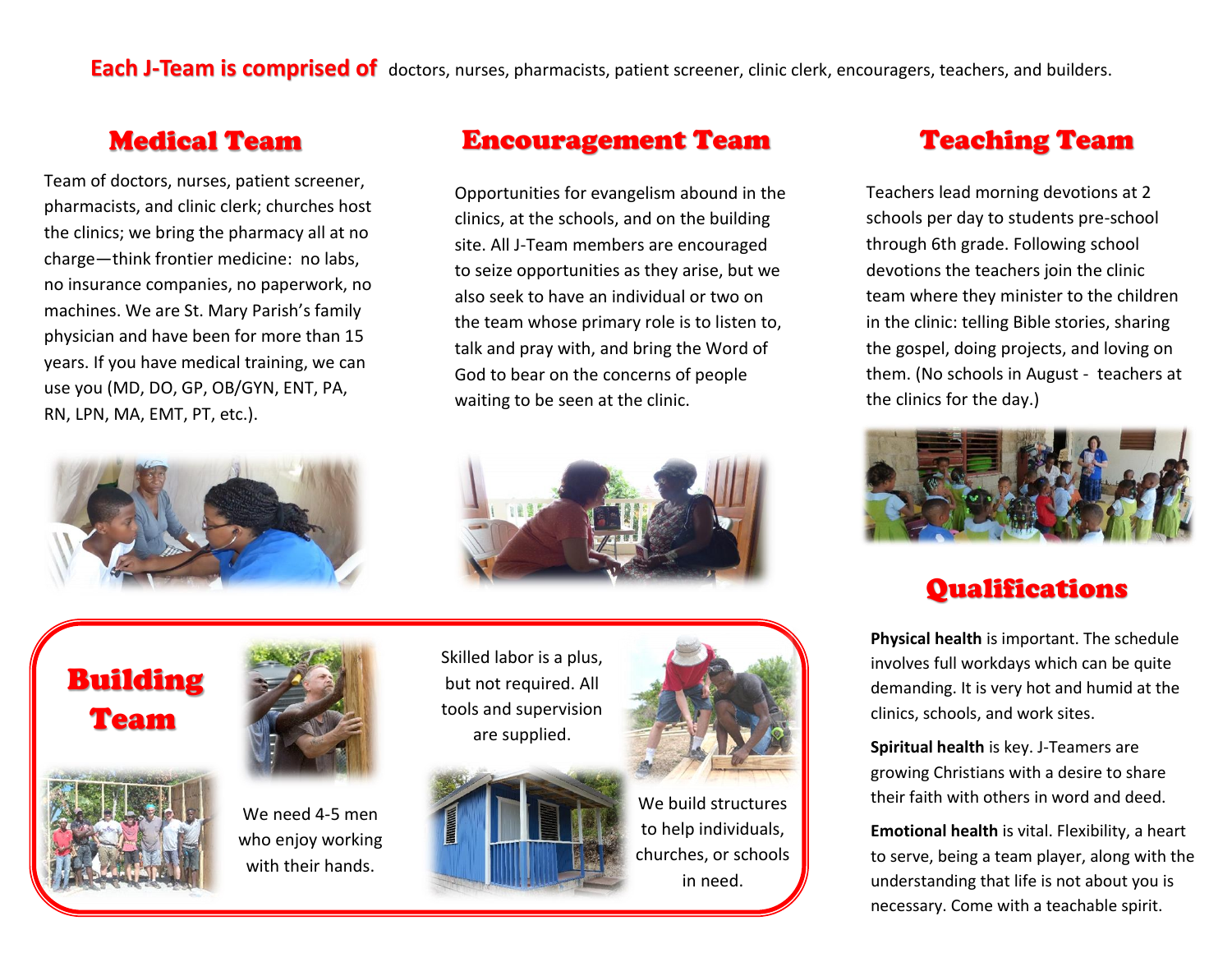**Each J-Team is comprised of** doctors, nurses, pharmacists, patient screener, clinic clerk, encouragers, teachers, and builders.

## Medical Team

Team of doctors, nurses, patient screener, pharmacists, and clinic clerk; churches host the clinics; we bring the pharmacy all at no charge—think frontier medicine: no labs, no insurance companies, no paperwork, no machines. We are St. Mary Parish's family physician and have been for more than 15 years. If you have medical training, we can use you (MD, DO, GP, OB/GYN, ENT, PA, RN, LPN, MA, EMT, PT, etc.).

## Encouragement Team

Opportunities for evangelism abound in the clinics, at the schools, and on the building site. All J-Team members are encouraged to seize opportunities as they arise, but we also seek to have an individual or two on the team whose primary role is to listen to, talk and pray with, and bring the Word of God to bear on the concerns of people waiting to be seen at the clinic.

## Teaching Team

Teachers lead morning devotions at 2 schools per day to students pre-school through 6th grade. Following school devotions the teachers join the clinic team where they minister to the children in the clinic: telling Bible stories, sharing the gospel, doing projects, and loving on them. (No schools in August - teachers at the clinics for the day.)

## Building Team

We need 4-5 men who enjoy working with their hands.

Skilled labor is a plus, but not required. All tools and supervision are supplied.

We build structures to help individuals, churches, or schools in need.

## Qualifications

**Physical health** is important. The schedule involves full workdays which can be quite demanding. It is very hot and humid at the clinics, schools, and work sites.

**Spiritual health** is key. J-Teamers are growing Christians with a desire to share their faith with others in word and deed.

**Emotional health** is vital. Flexibility, a heart to serve, being a team player, along with the understanding that life is not about you is necessary. Come with a teachable spirit.